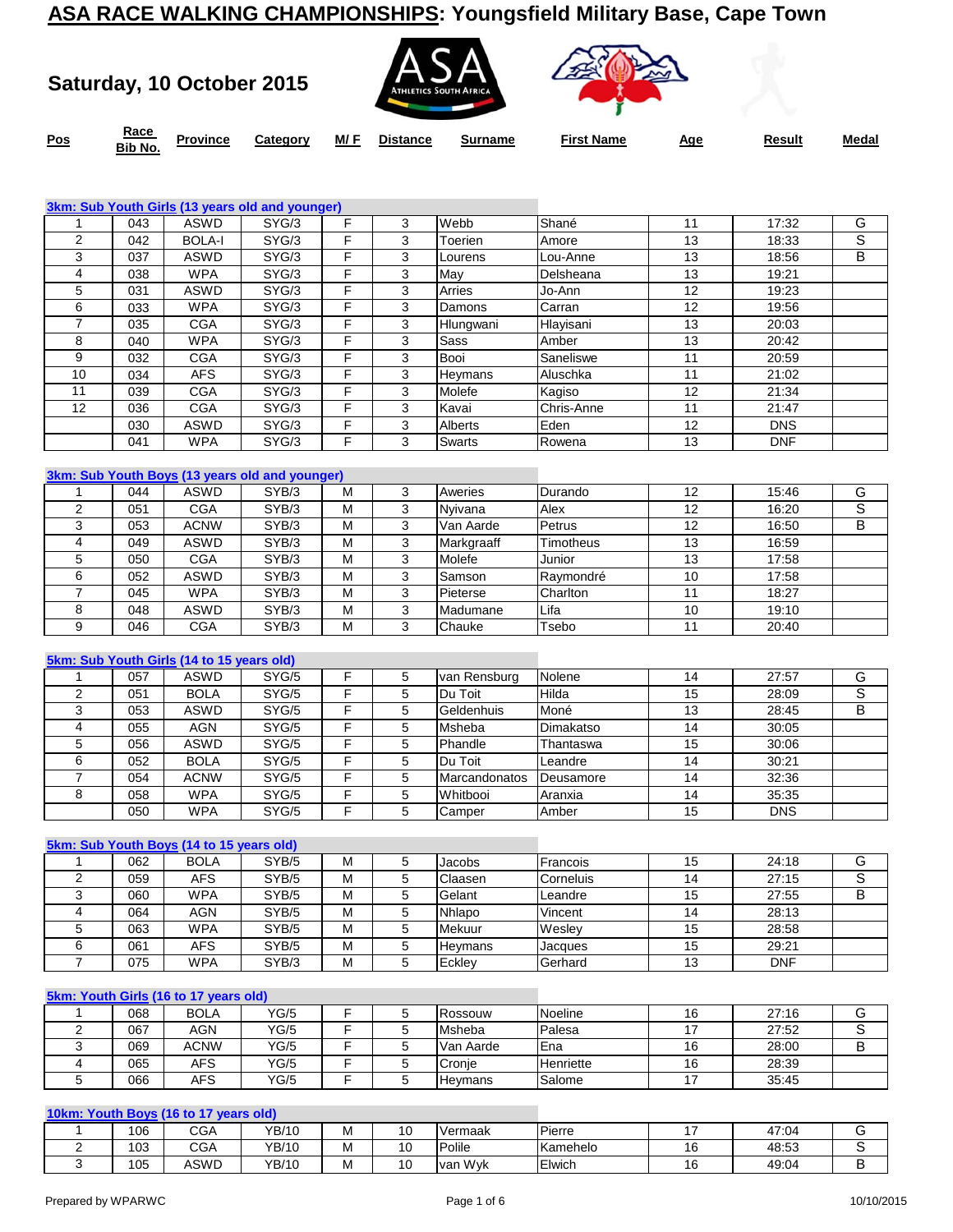# ASA RACE WALKING CHAMPIONSHIPS: Youngsfield Military Base, Cape Town

## Saturday, 10 October 2015

### 3km: Sub Youth Girls (13 years old and younger)

| Pos | Race Bib No. | Province | Category | M/ F | Distance | Surname | First Name | Age | Result | Medal |
|---|---|---|---|---|---|---|---|---|---|---|
| 1 | 043 | ASWD | SYG/3 | F | 3 | Webb | Shané | 11 | 17:32 | G |
| 2 | 042 | BOLA-I | SYG/3 | F | 3 | Toerien | Amore | 13 | 18:33 | S |
| 3 | 037 | ASWD | SYG/3 | F | 3 | Lourens | Lou-Anne | 13 | 18:56 | B |
| 4 | 038 | WPA | SYG/3 | F | 3 | May | Delsheana | 13 | 19:21 | |
| 5 | 031 | ASWD | SYG/3 | F | 3 | Arries | Jo-Ann | 12 | 19:23 | |
| 6 | 033 | WPA | SYG/3 | F | 3 | Damons | Carran | 12 | 19:56 | |
| 7 | 035 | CGA | SYG/3 | F | 3 | Hlungwani | Hlayisani | 13 | 20:03 | |
| 8 | 040 | WPA | SYG/3 | F | 3 | Sass | Amber | 13 | 20:42 | |
| 9 | 032 | CGA | SYG/3 | F | 3 | Booi | Saneliswe | 11 | 20:59 | |
| 10 | 034 | AFS | SYG/3 | F | 3 | Heymans | Aluschka | 11 | 21:02 | |
| 11 | 039 | CGA | SYG/3 | F | 3 | Molefe | Kagiso | 12 | 21:34 | |
| 12 | 036 | CGA | SYG/3 | F | 3 | Kavai | Chris-Anne | 11 | 21:47 | |
| | 030 | ASWD | SYG/3 | F | 3 | Alberts | Eden | 12 | DNS | |
| | 041 | WPA | SYG/3 | F | 3 | Swarts | Rowena | 13 | DNF | |

### 3km: Sub Youth Boys (13 years old and younger)

| Pos | Race Bib No. | Province | Category | M/ F | Distance | Surname | First Name | Age | Result | Medal |
|---|---|---|---|---|---|---|---|---|---|---|
| 1 | 044 | ASWD | SYB/3 | M | 3 | Aweries | Durando | 12 | 15:46 | G |
| 2 | 051 | CGA | SYB/3 | M | 3 | Nyivana | Alex | 12 | 16:20 | S |
| 3 | 053 | ACNW | SYB/3 | M | 3 | Van Aarde | Petrus | 12 | 16:50 | B |
| 4 | 049 | ASWD | SYB/3 | M | 3 | Markgraaff | Timotheus | 13 | 16:59 | |
| 5 | 050 | CGA | SYB/3 | M | 3 | Molefe | Junior | 13 | 17:58 | |
| 6 | 052 | ASWD | SYB/3 | M | 3 | Samson | Raymondré | 10 | 17:58 | |
| 7 | 045 | WPA | SYB/3 | M | 3 | Pieterse | Charlton | 11 | 18:27 | |
| 8 | 048 | ASWD | SYB/3 | M | 3 | Madumane | Lifa | 10 | 19:10 | |
| 9 | 046 | CGA | SYB/3 | M | 3 | Chauke | Tsebo | 11 | 20:40 | |

### 5km: Sub Youth Girls (14 to 15 years old)

| Pos | Race Bib No. | Province | Category | M/ F | Distance | Surname | First Name | Age | Result | Medal |
|---|---|---|---|---|---|---|---|---|---|---|
| 1 | 057 | ASWD | SYG/5 | F | 5 | van Rensburg | Nolene | 14 | 27:57 | G |
| 2 | 051 | BOLA | SYG/5 | F | 5 | Du Toit | Hilda | 15 | 28:09 | S |
| 3 | 053 | ASWD | SYG/5 | F | 5 | Geldenhuis | Moné | 13 | 28:45 | B |
| 4 | 055 | AGN | SYG/5 | F | 5 | Msheba | Dimakatso | 14 | 30:05 | |
| 5 | 056 | ASWD | SYG/5 | F | 5 | Phandle | Thantaswa | 15 | 30:06 | |
| 6 | 052 | BOLA | SYG/5 | F | 5 | Du Toit | Leandre | 14 | 30:21 | |
| 7 | 054 | ACNW | SYG/5 | F | 5 | Marcandonatos | Deusamore | 14 | 32:36 | |
| 8 | 058 | WPA | SYG/5 | F | 5 | Whitbooi | Aranxia | 14 | 35:35 | |
| | 050 | WPA | SYG/5 | F | 5 | Camper | Amber | 15 | DNS | |

### 5km: Sub Youth Boys (14 to 15 years old)

| Pos | Race Bib No. | Province | Category | M/ F | Distance | Surname | First Name | Age | Result | Medal |
|---|---|---|---|---|---|---|---|---|---|---|
| 1 | 062 | BOLA | SYB/5 | M | 5 | Jacobs | Francois | 15 | 24:18 | G |
| 2 | 059 | AFS | SYB/5 | M | 5 | Claasen | Corneluis | 14 | 27:15 | S |
| 3 | 060 | WPA | SYB/5 | M | 5 | Gelant | Leandre | 15 | 27:55 | B |
| 4 | 064 | AGN | SYB/5 | M | 5 | Nhlapo | Vincent | 14 | 28:13 | |
| 5 | 063 | WPA | SYB/5 | M | 5 | Mekuur | Wesley | 15 | 28:58 | |
| 6 | 061 | AFS | SYB/5 | M | 5 | Heymans | Jacques | 15 | 29:21 | |
| 7 | 075 | WPA | SYB/3 | M | 5 | Eckley | Gerhard | 13 | DNF | |

### 5km: Youth Girls (16 to 17 years old)

| Pos | Race Bib No. | Province | Category | M/ F | Distance | Surname | First Name | Age | Result | Medal |
|---|---|---|---|---|---|---|---|---|---|---|
| 1 | 068 | BOLA | YG/5 | F | 5 | Rossouw | Noeline | 16 | 27:16 | G |
| 2 | 067 | AGN | YG/5 | F | 5 | Msheba | Palesa | 17 | 27:52 | S |
| 3 | 069 | ACNW | YG/5 | F | 5 | Van Aarde | Ena | 16 | 28:00 | B |
| 4 | 065 | AFS | YG/5 | F | 5 | Cronje | Henriette | 16 | 28:39 | |
| 5 | 066 | AFS | YG/5 | F | 5 | Heymans | Salome | 17 | 35:45 | |

### 10km: Youth Boys (16 to 17 years old)

| Pos | Race Bib No. | Province | Category | M/ F | Distance | Surname | First Name | Age | Result | Medal |
|---|---|---|---|---|---|---|---|---|---|---|
| 1 | 106 | CGA | YB/10 | M | 10 | Vermaak | Pierre | 17 | 47:04 | G |
| 2 | 103 | CGA | YB/10 | M | 10 | Polile | Kamehelo | 16 | 48:53 | S |
| 3 | 105 | ASWD | YB/10 | M | 10 | van Wyk | Elwich | 16 | 49:04 | B |

Prepared by WPARWC

10/10/2015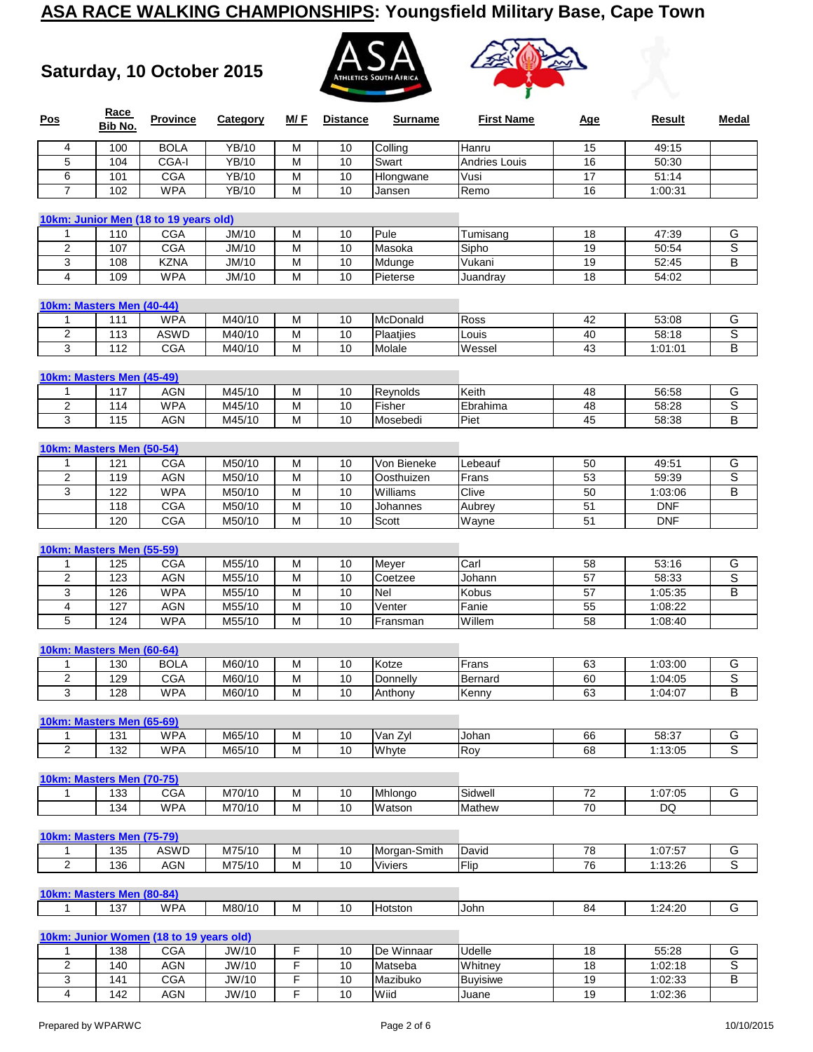# ASA RACE WALKING CHAMPIONSHIPS: Youngsfield Military Base, Cape Town

## Saturday, 10 October 2015

| Pos | Race Bib No. | Province | Category | M/ F | Distance | Surname | First Name | Age | Result | Medal |
|---|---|---|---|---|---|---|---|---|---|---|
| 4 | 100 | BOLA | YB/10 | M | 10 | Colling | Hanru | 15 | 49:15 | |
| 5 | 104 | CGA-I | YB/10 | M | 10 | Swart | Andries Louis | 16 | 50:30 | |
| 6 | 101 | CGA | YB/10 | M | 10 | Hlongwane | Vusi | 17 | 51:14 | |
| 7 | 102 | WPA | YB/10 | M | 10 | Jansen | Remo | 16 | 1:00:31 | |

### 10km: Junior Men (18 to 19 years old)

| Pos | Race Bib No. | Province | Category | M/ F | Distance | Surname | First Name | Age | Result | Medal |
|---|---|---|---|---|---|---|---|---|---|---|
| 1 | 110 | CGA | JM/10 | M | 10 | Pule | Tumisang | 18 | 47:39 | G |
| 2 | 107 | CGA | JM/10 | M | 10 | Masoka | Sipho | 19 | 50:54 | S |
| 3 | 108 | KZNA | JM/10 | M | 10 | Mdunge | Vukani | 19 | 52:45 | B |
| 4 | 109 | WPA | JM/10 | M | 10 | Pieterse | Juandray | 18 | 54:02 | |

### 10km: Masters Men (40-44)

| Pos | Race Bib No. | Province | Category | M/ F | Distance | Surname | First Name | Age | Result | Medal |
|---|---|---|---|---|---|---|---|---|---|---|
| 1 | 111 | WPA | M40/10 | M | 10 | McDonald | Ross | 42 | 53:08 | G |
| 2 | 113 | ASWD | M40/10 | M | 10 | Plaatjies | Louis | 40 | 58:18 | S |
| 3 | 112 | CGA | M40/10 | M | 10 | Molale | Wessel | 43 | 1:01:01 | B |

### 10km: Masters Men (45-49)

| Pos | Race Bib No. | Province | Category | M/ F | Distance | Surname | First Name | Age | Result | Medal |
|---|---|---|---|---|---|---|---|---|---|---|
| 1 | 117 | AGN | M45/10 | M | 10 | Reynolds | Keith | 48 | 56:58 | G |
| 2 | 114 | WPA | M45/10 | M | 10 | Fisher | Ebrahima | 48 | 58:28 | S |
| 3 | 115 | AGN | M45/10 | M | 10 | Mosebedi | Piet | 45 | 58:38 | B |

### 10km: Masters Men (50-54)

| Pos | Race Bib No. | Province | Category | M/ F | Distance | Surname | First Name | Age | Result | Medal |
|---|---|---|---|---|---|---|---|---|---|---|
| 1 | 121 | CGA | M50/10 | M | 10 | Von Bieneke | Lebeauf | 50 | 49:51 | G |
| 2 | 119 | AGN | M50/10 | M | 10 | Oosthuizen | Frans | 53 | 59:39 | S |
| 3 | 122 | WPA | M50/10 | M | 10 | Williams | Clive | 50 | 1:03:06 | B |
| | 118 | CGA | M50/10 | M | 10 | Johannes | Aubrey | 51 | DNF | |
| | 120 | CGA | M50/10 | M | 10 | Scott | Wayne | 51 | DNF | |

### 10km: Masters Men (55-59)

| Pos | Race Bib No. | Province | Category | M/ F | Distance | Surname | First Name | Age | Result | Medal |
|---|---|---|---|---|---|---|---|---|---|---|
| 1 | 125 | CGA | M55/10 | M | 10 | Meyer | Carl | 58 | 53:16 | G |
| 2 | 123 | AGN | M55/10 | M | 10 | Coetzee | Johann | 57 | 58:33 | S |
| 3 | 126 | WPA | M55/10 | M | 10 | Nel | Kobus | 57 | 1:05:35 | B |
| 4 | 127 | AGN | M55/10 | M | 10 | Venter | Fanie | 55 | 1:08:22 | |
| 5 | 124 | WPA | M55/10 | M | 10 | Fransman | Willem | 58 | 1:08:40 | |

### 10km: Masters Men (60-64)

| Pos | Race Bib No. | Province | Category | M/ F | Distance | Surname | First Name | Age | Result | Medal |
|---|---|---|---|---|---|---|---|---|---|---|
| 1 | 130 | BOLA | M60/10 | M | 10 | Kotze | Frans | 63 | 1:03:00 | G |
| 2 | 129 | CGA | M60/10 | M | 10 | Donnelly | Bernard | 60 | 1:04:05 | S |
| 3 | 128 | WPA | M60/10 | M | 10 | Anthony | Kenny | 63 | 1:04:07 | B |

### 10km: Masters Men (65-69)

| Pos | Race Bib No. | Province | Category | M/ F | Distance | Surname | First Name | Age | Result | Medal |
|---|---|---|---|---|---|---|---|---|---|---|
| 1 | 131 | WPA | M65/10 | M | 10 | Van Zyl | Johan | 66 | 58:37 | G |
| 2 | 132 | WPA | M65/10 | M | 10 | Whyte | Roy | 68 | 1:13:05 | S |

### 10km: Masters Men (70-75)

| Pos | Race Bib No. | Province | Category | M/ F | Distance | Surname | First Name | Age | Result | Medal |
|---|---|---|---|---|---|---|---|---|---|---|
| 1 | 133 | CGA | M70/10 | M | 10 | Mhlongo | Sidwell | 72 | 1:07:05 | G |
| | 134 | WPA | M70/10 | M | 10 | Watson | Mathew | 70 | DQ | |

### 10km: Masters Men (75-79)

| Pos | Race Bib No. | Province | Category | M/ F | Distance | Surname | First Name | Age | Result | Medal |
|---|---|---|---|---|---|---|---|---|---|---|
| 1 | 135 | ASWD | M75/10 | M | 10 | Morgan-Smith | David | 78 | 1:07:57 | G |
| 2 | 136 | AGN | M75/10 | M | 10 | Viviers | Flip | 76 | 1:13:26 | S |

### 10km: Masters Men (80-84)

| Pos | Race Bib No. | Province | Category | M/ F | Distance | Surname | First Name | Age | Result | Medal |
|---|---|---|---|---|---|---|---|---|---|---|
| 1 | 137 | WPA | M80/10 | M | 10 | Hotston | John | 84 | 1:24:20 | G |

### 10km: Junior Women (18 to 19 years old)

| Pos | Race Bib No. | Province | Category | M/ F | Distance | Surname | First Name | Age | Result | Medal |
|---|---|---|---|---|---|---|---|---|---|---|
| 1 | 138 | CGA | JW/10 | F | 10 | De Winnaar | Udelle | 18 | 55:28 | G |
| 2 | 140 | AGN | JW/10 | F | 10 | Matseba | Whitney | 18 | 1:02:18 | S |
| 3 | 141 | CGA | JW/10 | F | 10 | Mazibuko | Buyisiwe | 19 | 1:02:33 | B |
| 4 | 142 | AGN | JW/10 | F | 10 | Wiid | Juane | 19 | 1:02:36 | |

Prepared by WPARWC

10/10/2015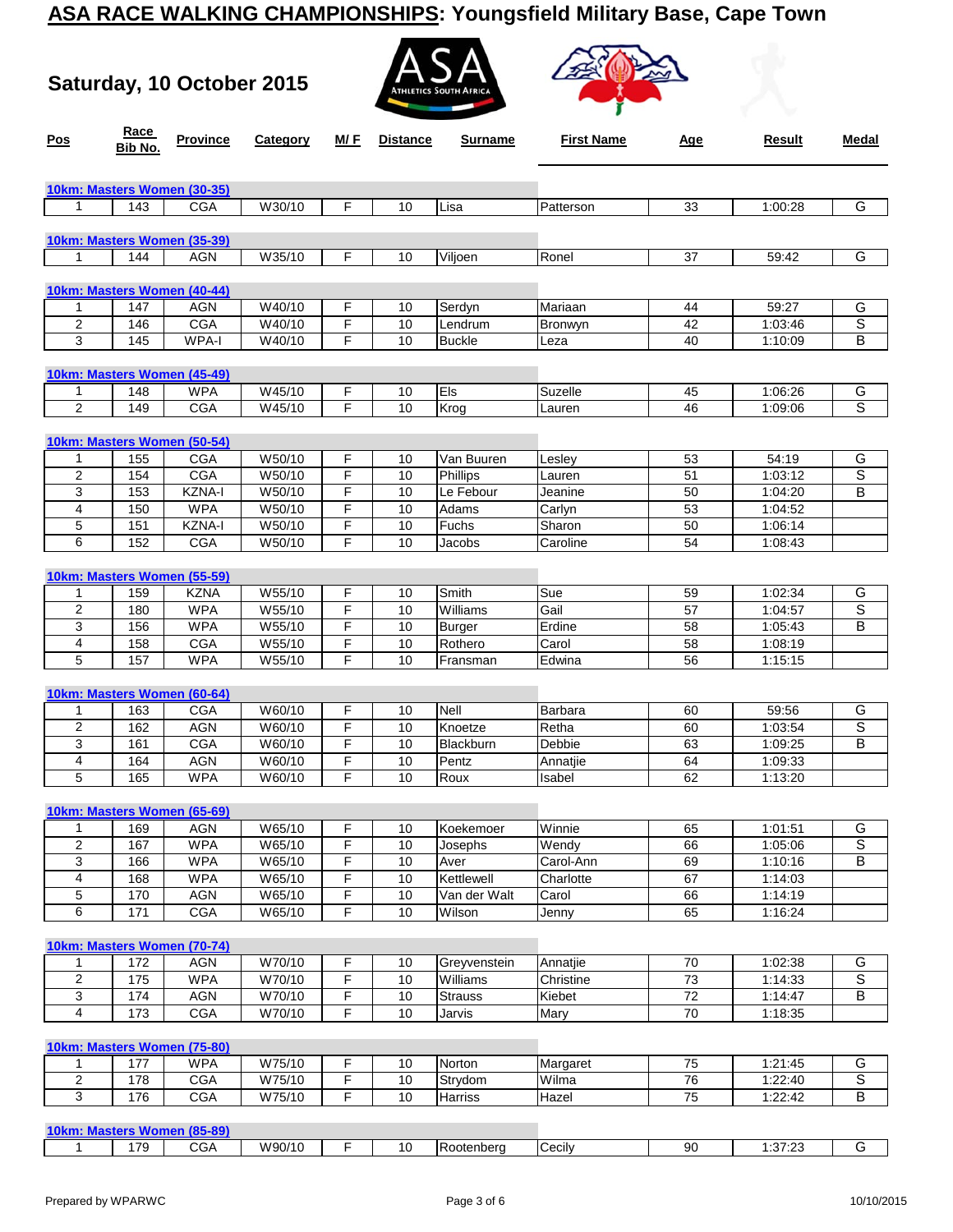# ASA RACE WALKING CHAMPIONSHIPS: Youngsfield Military Base, Cape Town

## Saturday, 10 October 2015

| Pos | Race Bib No. | Province | Category | M/ F | Distance | Surname | First Name | Age | Result | Medal |
|---|---|---|---|---|---|---|---|---|---|---|
| **10km: Masters Women (30-35)** | | | | | | | | | | |
| 1 | 143 | CGA | W30/10 | F | 10 | Lisa | Patterson | 33 | 1:00:28 | G |
| **10km: Masters Women (35-39)** | | | | | | | | | | |
| 1 | 144 | AGN | W35/10 | F | 10 | Viljoen | Ronel | 37 | 59:42 | G |
| **10km: Masters Women (40-44)** | | | | | | | | | | |
| 1 | 147 | AGN | W40/10 | F | 10 | Serdyn | Mariaan | 44 | 59:27 | G |
| 2 | 146 | CGA | W40/10 | F | 10 | Lendrum | Bronwyn | 42 | 1:03:46 | S |
| 3 | 145 | WPA-I | W40/10 | F | 10 | Buckle | Leza | 40 | 1:10:09 | B |
| **10km: Masters Women (45-49)** | | | | | | | | | | |
| 1 | 148 | WPA | W45/10 | F | 10 | Els | Suzelle | 45 | 1:06:26 | G |
| 2 | 149 | CGA | W45/10 | F | 10 | Krog | Lauren | 46 | 1:09:06 | S |
| **10km: Masters Women (50-54)** | | | | | | | | | | |
| 1 | 155 | CGA | W50/10 | F | 10 | Van Buuren | Lesley | 53 | 54:19 | G |
| 2 | 154 | CGA | W50/10 | F | 10 | Phillips | Lauren | 51 | 1:03:12 | S |
| 3 | 153 | KZNA-I | W50/10 | F | 10 | Le Febour | Jeanine | 50 | 1:04:20 | B |
| 4 | 150 | WPA | W50/10 | F | 10 | Adams | Carlyn | 53 | 1:04:52 | |
| 5 | 151 | KZNA-I | W50/10 | F | 10 | Fuchs | Sharon | 50 | 1:06:14 | |
| 6 | 152 | CGA | W50/10 | F | 10 | Jacobs | Caroline | 54 | 1:08:43 | |
| **10km: Masters Women (55-59)** | | | | | | | | | | |
| 1 | 159 | KZNA | W55/10 | F | 10 | Smith | Sue | 59 | 1:02:34 | G |
| 2 | 180 | WPA | W55/10 | F | 10 | Williams | Gail | 57 | 1:04:57 | S |
| 3 | 156 | WPA | W55/10 | F | 10 | Burger | Erdine | 58 | 1:05:43 | B |
| 4 | 158 | CGA | W55/10 | F | 10 | Rothero | Carol | 58 | 1:08:19 | |
| 5 | 157 | WPA | W55/10 | F | 10 | Fransman | Edwina | 56 | 1:15:15 | |
| **10km: Masters Women (60-64)** | | | | | | | | | | |
| 1 | 163 | CGA | W60/10 | F | 10 | Nell | Barbara | 60 | 59:56 | G |
| 2 | 162 | AGN | W60/10 | F | 10 | Knoetze | Retha | 60 | 1:03:54 | S |
| 3 | 161 | CGA | W60/10 | F | 10 | Blackburn | Debbie | 63 | 1:09:25 | B |
| 4 | 164 | AGN | W60/10 | F | 10 | Pentz | Annatjie | 64 | 1:09:33 | |
| 5 | 165 | WPA | W60/10 | F | 10 | Roux | Isabel | 62 | 1:13:20 | |
| **10km: Masters Women (65-69)** | | | | | | | | | | |
| 1 | 169 | AGN | W65/10 | F | 10 | Koekemoer | Winnie | 65 | 1:01:51 | G |
| 2 | 167 | WPA | W65/10 | F | 10 | Josephs | Wendy | 66 | 1:05:06 | S |
| 3 | 166 | WPA | W65/10 | F | 10 | Aver | Carol-Ann | 69 | 1:10:16 | B |
| 4 | 168 | WPA | W65/10 | F | 10 | Kettlewell | Charlotte | 67 | 1:14:03 | |
| 5 | 170 | AGN | W65/10 | F | 10 | Van der Walt | Carol | 66 | 1:14:19 | |
| 6 | 171 | CGA | W65/10 | F | 10 | Wilson | Jenny | 65 | 1:16:24 | |
| **10km: Masters Women (70-74)** | | | | | | | | | | |
| 1 | 172 | AGN | W70/10 | F | 10 | Greyvenstein | Annatjie | 70 | 1:02:38 | G |
| 2 | 175 | WPA | W70/10 | F | 10 | Williams | Christine | 73 | 1:14:33 | S |
| 3 | 174 | AGN | W70/10 | F | 10 | Strauss | Kiebet | 72 | 1:14:47 | B |
| 4 | 173 | CGA | W70/10 | F | 10 | Jarvis | Mary | 70 | 1:18:35 | |
| **10km: Masters Women (75-80)** | | | | | | | | | | |
| 1 | 177 | WPA | W75/10 | F | 10 | Norton | Margaret | 75 | 1:21:45 | G |
| 2 | 178 | CGA | W75/10 | F | 10 | Strydom | Wilma | 76 | 1:22:40 | S |
| 3 | 176 | CGA | W75/10 | F | 10 | Harriss | Hazel | 75 | 1:22:42 | B |
| **10km: Masters Women (85-89)** | | | | | | | | | | |
| 1 | 179 | CGA | W90/10 | F | 10 | Rootenberg | Cecily | 90 | 1:37:23 | G |

Prepared by WPARWC

10/10/2015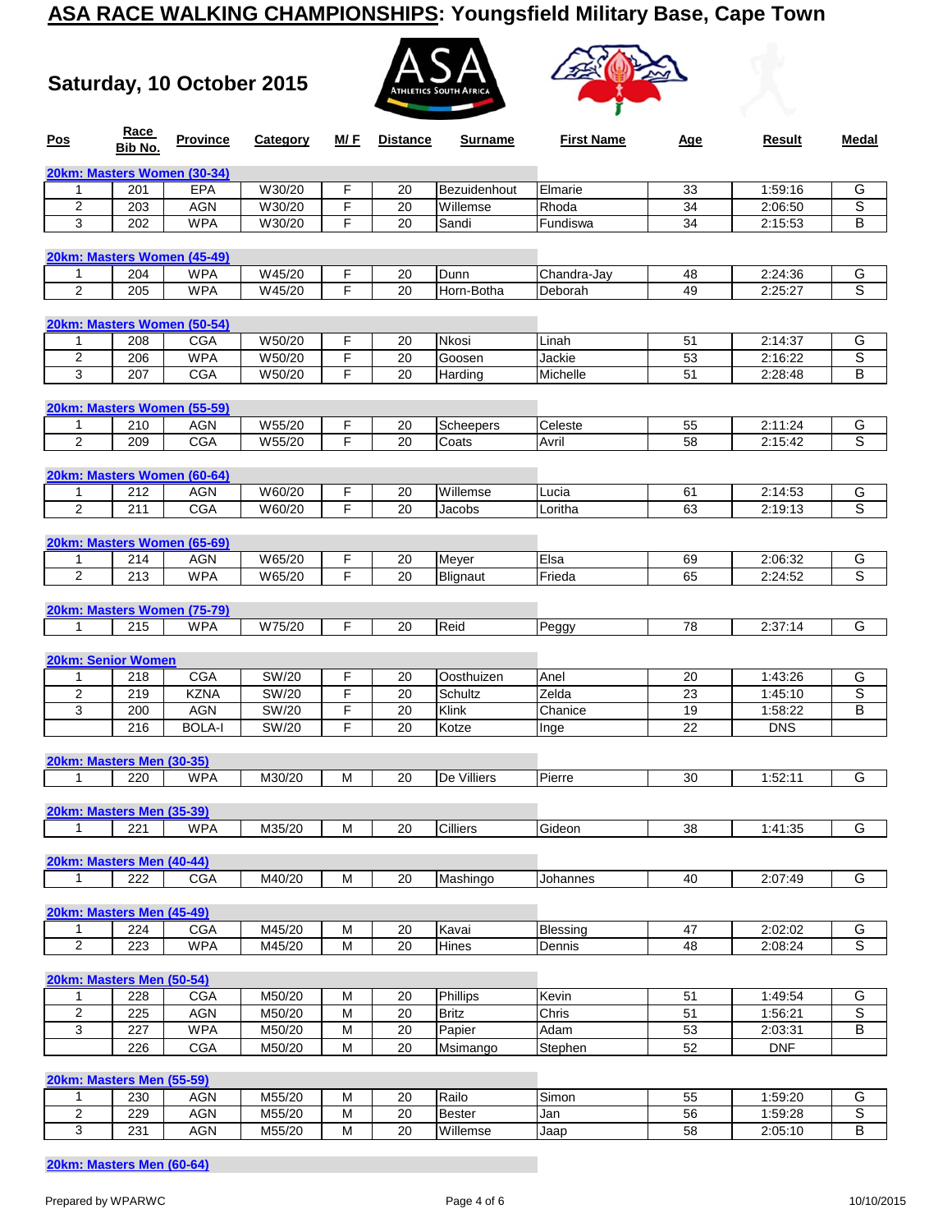# ASA RACE WALKING CHAMPIONSHIPS: Youngsfield Military Base, Cape Town

## Saturday, 10 October 2015

| Pos | Race Bib No. | Province | Category | M/ F | Distance | Surname | First Name | Age | Result | Medal |
|---|---|---|---|---|---|---|---|---|---|---|
| **20km: Masters Women (30-34)** | | | | | | | | | | |
| 1 | 201 | EPA | W30/20 | F | 20 | Bezuidenhout | Elmarie | 33 | 1:59:16 | G |
| 2 | 203 | AGN | W30/20 | F | 20 | Willemse | Rhoda | 34 | 2:06:50 | S |
| 3 | 202 | WPA | W30/20 | F | 20 | Sandi | Fundiswa | 34 | 2:15:53 | B |
| **20km: Masters Women (45-49)** | | | | | | | | | | |
| 1 | 204 | WPA | W45/20 | F | 20 | Dunn | Chandra-Jay | 48 | 2:24:36 | G |
| 2 | 205 | WPA | W45/20 | F | 20 | Horn-Botha | Deborah | 49 | 2:25:27 | S |
| **20km: Masters Women (50-54)** | | | | | | | | | | |
| 1 | 208 | CGA | W50/20 | F | 20 | Nkosi | Linah | 51 | 2:14:37 | G |
| 2 | 206 | WPA | W50/20 | F | 20 | Goosen | Jackie | 53 | 2:16:22 | S |
| 3 | 207 | CGA | W50/20 | F | 20 | Harding | Michelle | 51 | 2:28:48 | B |
| **20km: Masters Women (55-59)** | | | | | | | | | | |
| 1 | 210 | AGN | W55/20 | F | 20 | Scheepers | Celeste | 55 | 2:11:24 | G |
| 2 | 209 | CGA | W55/20 | F | 20 | Coats | Avril | 58 | 2:15:42 | S |
| **20km: Masters Women (60-64)** | | | | | | | | | | |
| 1 | 212 | AGN | W60/20 | F | 20 | Willemse | Lucia | 61 | 2:14:53 | G |
| 2 | 211 | CGA | W60/20 | F | 20 | Jacobs | Loritha | 63 | 2:19:13 | S |
| **20km: Masters Women (65-69)** | | | | | | | | | | |
| 1 | 214 | AGN | W65/20 | F | 20 | Meyer | Elsa | 69 | 2:06:32 | G |
| 2 | 213 | WPA | W65/20 | F | 20 | Blignaut | Frieda | 65 | 2:24:52 | S |
| **20km: Masters Women (75-79)** | | | | | | | | | | |
| 1 | 215 | WPA | W75/20 | F | 20 | Reid | Peggy | 78 | 2:37:14 | G |
| **20km: Senior Women** | | | | | | | | | | |
| 1 | 218 | CGA | SW/20 | F | 20 | Oosthuizen | Anel | 20 | 1:43:26 | G |
| 2 | 219 | KZNA | SW/20 | F | 20 | Schultz | Zelda | 23 | 1:45:10 | S |
| 3 | 200 | AGN | SW/20 | F | 20 | Klink | Chanice | 19 | 1:58:22 | B |
| | 216 | BOLA-I | SW/20 | F | 20 | Kotze | Inge | 22 | DNS | |
| **20km: Masters Men (30-35)** | | | | | | | | | | |
| 1 | 220 | WPA | M30/20 | M | 20 | De Villiers | Pierre | 30 | 1:52:11 | G |
| **20km: Masters Men (35-39)** | | | | | | | | | | |
| 1 | 221 | WPA | M35/20 | M | 20 | Cilliers | Gideon | 38 | 1:41:35 | G |
| **20km: Masters Men (40-44)** | | | | | | | | | | |
| 1 | 222 | CGA | M40/20 | M | 20 | Mashingo | Johannes | 40 | 2:07:49 | G |
| **20km: Masters Men (45-49)** | | | | | | | | | | |
| 1 | 224 | CGA | M45/20 | M | 20 | Kavai | Blessing | 47 | 2:02:02 | G |
| 2 | 223 | WPA | M45/20 | M | 20 | Hines | Dennis | 48 | 2:08:24 | S |
| **20km: Masters Men (50-54)** | | | | | | | | | | |
| 1 | 228 | CGA | M50/20 | M | 20 | Phillips | Kevin | 51 | 1:49:54 | G |
| 2 | 225 | AGN | M50/20 | M | 20 | Britz | Chris | 51 | 1:56:21 | S |
| 3 | 227 | WPA | M50/20 | M | 20 | Papier | Adam | 53 | 2:03:31 | B |
| | 226 | CGA | M50/20 | M | 20 | Msimango | Stephen | 52 | DNF | |
| **20km: Masters Men (55-59)** | | | | | | | | | | |
| 1 | 230 | AGN | M55/20 | M | 20 | Railo | Simon | 55 | 1:59:20 | G |
| 2 | 229 | AGN | M55/20 | M | 20 | Bester | Jan | 56 | 1:59:28 | S |
| 3 | 231 | AGN | M55/20 | M | 20 | Willemse | Jaap | 58 | 2:05:10 | B |
| **20km: Masters Men (60-64)** | | | | | | | | | | |

Prepared by WPARWC

10/10/2015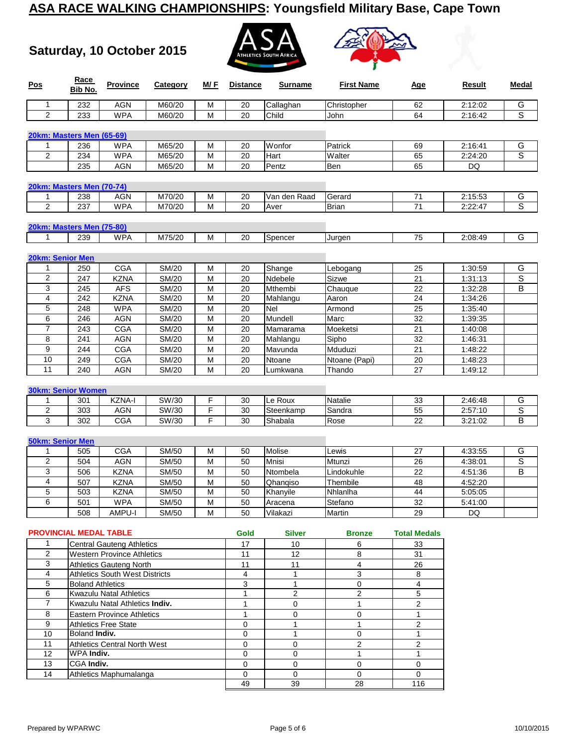# ASA RACE WALKING CHAMPIONSHIPS: Youngsfield Military Base, Cape Town

## Saturday, 10 October 2015

| Pos | Race Bib No. | Province | Category | M/ F | Distance | Surname | First Name | Age | Result | Medal |
|---|---|---|---|---|---|---|---|---|---|---|
| 1 | 232 | AGN | M60/20 | M | 20 | Callaghan | Christopher | 62 | 2:12:02 | G |
| 2 | 233 | WPA | M60/20 | M | 20 | Child | John | 64 | 2:16:42 | S |
| **20km: Masters Men (65-69)** | | | | | | | | | | |
| 1 | 236 | WPA | M65/20 | M | 20 | Wonfor | Patrick | 69 | 2:16:41 | G |
| 2 | 234 | WPA | M65/20 | M | 20 | Hart | Walter | 65 | 2:24:20 | S |
| | 235 | AGN | M65/20 | M | 20 | Pentz | Ben | 65 | DQ | |
| **20km: Masters Men (70-74)** | | | | | | | | | | |
| 1 | 238 | AGN | M70/20 | M | 20 | Van den Raad | Gerard | 71 | 2:15:53 | G |
| 2 | 237 | WPA | M70/20 | M | 20 | Aver | Brian | 71 | 2:22:47 | S |
| **20km: Masters Men (75-80)** | | | | | | | | | | |
| 1 | 239 | WPA | M75/20 | M | 20 | Spencer | Jurgen | 75 | 2:08:49 | G |
| **20km: Senior Men** | | | | | | | | | | |
| 1 | 250 | CGA | SM/20 | M | 20 | Shange | Lebogang | 25 | 1:30:59 | G |
| 2 | 247 | KZNA | SM/20 | M | 20 | Ndebele | Sizwe | 21 | 1:31:13 | S |
| 3 | 245 | AFS | SM/20 | M | 20 | Mthembi | Chauque | 22 | 1:32:28 | B |
| 4 | 242 | KZNA | SM/20 | M | 20 | Mahlangu | Aaron | 24 | 1:34:26 | |
| 5 | 248 | WPA | SM/20 | M | 20 | Nel | Armond | 25 | 1:35:40 | |
| 6 | 246 | AGN | SM/20 | M | 20 | Mundell | Marc | 32 | 1:39:35 | |
| 7 | 243 | CGA | SM/20 | M | 20 | Mamarama | Moeketsi | 21 | 1:40:08 | |
| 8 | 241 | AGN | SM/20 | M | 20 | Mahlangu | Sipho | 32 | 1:46:31 | |
| 9 | 244 | CGA | SM/20 | M | 20 | Mavunda | Mduduzi | 21 | 1:48:22 | |
| 10 | 249 | CGA | SM/20 | M | 20 | Ntoane | Ntoane (Papi) | 20 | 1:48:23 | |
| 11 | 240 | AGN | SM/20 | M | 20 | Lumkwana | Thando | 27 | 1:49:12 | |
| **30km: Senior Women** | | | | | | | | | | |
| 1 | 301 | KZNA-I | SW/30 | F | 30 | Le Roux | Natalie | 33 | 2:46:48 | G |
| 2 | 303 | AGN | SW/30 | F | 30 | Steenkamp | Sandra | 55 | 2:57:10 | S |
| 3 | 302 | CGA | SW/30 | F | 30 | Shabala | Rose | 22 | 3:21:02 | B |
| **50km: Senior Men** | | | | | | | | | | |
| 1 | 505 | CGA | SM/50 | M | 50 | Molise | Lewis | 27 | 4:33:55 | G |
| 2 | 504 | AGN | SM/50 | M | 50 | Mnisi | Mtunzi | 26 | 4:38:01 | S |
| 3 | 506 | KZNA | SM/50 | M | 50 | Ntombela | Lindokuhle | 22 | 4:51:36 | B |
| 4 | 507 | KZNA | SM/50 | M | 50 | Qhanqiso | Thembile | 48 | 4:52:20 | |
| 5 | 503 | KZNA | SM/50 | M | 50 | Khanyile | Nhlanlha | 44 | 5:05:05 | |
| 6 | 501 | WPA | SM/50 | M | 50 | Aracena | Stefano | 32 | 5:41:00 | |
| | 508 | AMPU-I | SM/50 | M | 50 | Vilakazi | Martin | 29 | DQ | |

## PROVINCIAL MEDAL TABLE

| | Province | Gold | Silver | Bronze | Total Medals |
|---|---|---|---|---|---|
| 1 | Central Gauteng Athletics | 17 | 10 | 6 | 33 |
| 2 | Western Province Athletics | 11 | 12 | 8 | 31 |
| 3 | Athletics Gauteng North | 11 | 11 | 4 | 26 |
| 4 | Athletics South West Districts | 4 | 1 | 3 | 8 |
| 5 | Boland Athletics | 3 | 1 | 0 | 4 |
| 6 | Kwazulu Natal Athletics | 1 | 2 | 2 | 5 |
| 7 | Kwazulu Natal Athletics **Indiv.** | 1 | 0 | 1 | 2 |
| 8 | Eastern Province Athletics | 1 | 0 | 0 | 1 |
| 9 | Athletics Free State | 0 | 1 | 1 | 2 |
| 10 | Boland **Indiv.** | 0 | 1 | 0 | 1 |
| 11 | Athletics Central North West | 0 | 0 | 2 | 2 |
| 12 | WPA **Indiv.** | 0 | 0 | 1 | 1 |
| 13 | CGA **Indiv.** | 0 | 0 | 0 | 0 |
| 14 | Athletics Maphumalanga | 0 | 0 | 0 | 0 |
| | | 49 | 39 | 28 | 116 |

Prepared by WPARWC

10/10/2015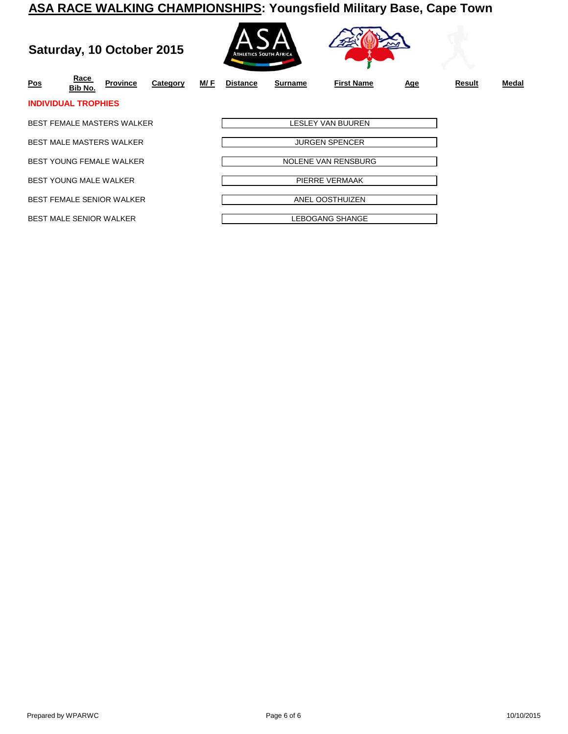# ASA RACE WALKING CHAMPIONSHIPS: Youngsfield Military Base, Cape Town

## Saturday, 10 October 2015

| Pos | Race Bib No. | Province | Category | M/ F | Distance | Surname | First Name | Age | Result | Medal |
|---|---|---|---|---|---|---|---|---|---|---|

**INDIVIDUAL TROPHIES**

| | |
|---|---|
| BEST FEMALE MASTERS WALKER | LESLEY VAN BUUREN |
| BEST MALE MASTERS WALKER | JURGEN SPENCER |
| BEST YOUNG FEMALE WALKER | NOLENE VAN RENSBURG |
| BEST YOUNG MALE WALKER | PIERRE VERMAAK |
| BEST FEMALE SENIOR WALKER | ANEL OOSTHUIZEN |
| BEST MALE SENIOR WALKER | LEBOGANG SHANGE |

Prepared by WPARWC

10/10/2015